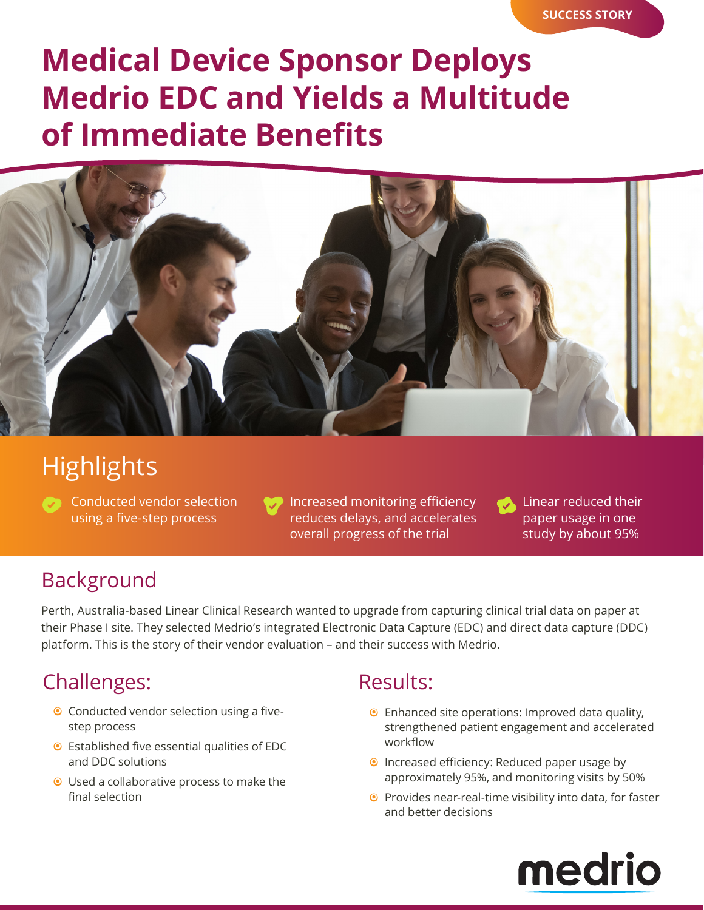SUCCESS STORY

# Medrio Medical Device Sponsor Deploys Medrio EDC and Yields a Multitude of Immediate Benefits

## Highlights

- Conducted vendor selection using a five-step process
- Increased monitoring efficiency reduces delays, and accelerates overall progress of the trial
- Linear reduced their paper usage in one study by about 95%

## Background

Perth, Australia-based Linear Clinical Research wanted to upgrade from capturing clinical trial data on paper at their Phase I site. They selected Medrio's integrated Electronic Data Capture (EDC) and direct data capture (DDC) platform. This is the story of their vendor evaluation – and their success with Medrio.

## Challenges:

- Conducted vendor selection using a five-step process
- Established five essential qualities of EDC and DDC solutions
- Used a collaborative process to make the final selection

## Results:

- Enhanced site operations: Improved data quality, strengthened patient engagement and accelerated workflow
- Increased efficiency: Reduced paper usage by approximately 95%, and monitoring visits by 50%
- Provides near-real-time visibility into data, for faster and better decisions

medrio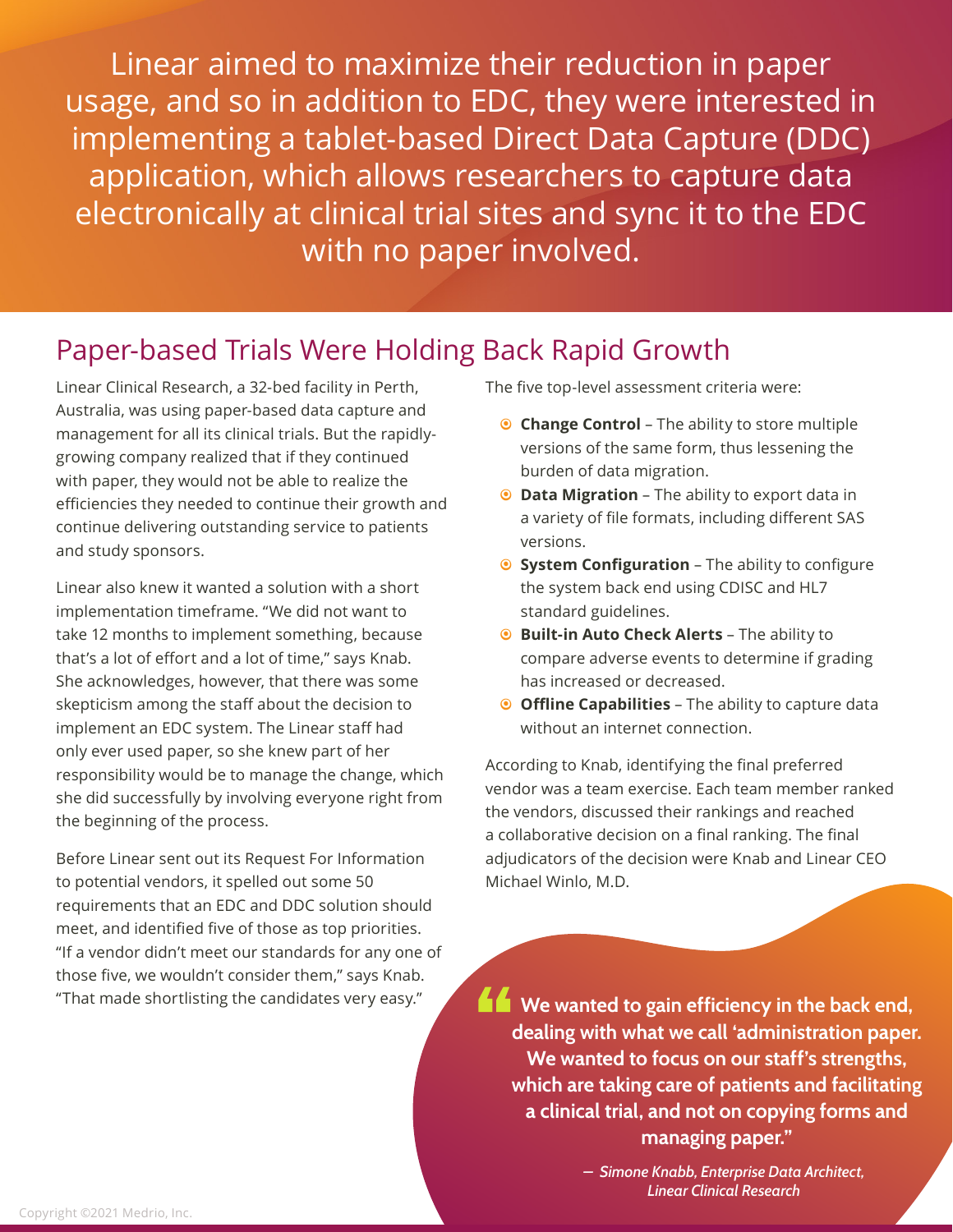Linear aimed to maximize their reduction in paper usage, and so in addition to EDC, they were interested in implementing a tablet-based Direct Data Capture (DDC) application, which allows researchers to capture data electronically at clinical trial sites and sync it to the EDC with no paper involved.

## Paper-based Trials Were Holding Back Rapid Growth

Linear Clinical Research, a 32-bed facility in Perth, Australia, was using paper-based data capture and management for all its clinical trials. But the rapidly-growing company realized that if they continued with paper, they would not be able to realize the efficiencies they needed to continue their growth and continue delivering outstanding service to patients and study sponsors.

Linear also knew it wanted a solution with a short implementation timeframe. "We did not want to take 12 months to implement something, because that's a lot of effort and a lot of time," says Knab. She acknowledges, however, that there was some skepticism among the staff about the decision to implement an EDC system. The Linear staff had only ever used paper, so she knew part of her responsibility would be to manage the change, which she did successfully by involving everyone right from the beginning of the process.

Before Linear sent out its Request For Information to potential vendors, it spelled out some 50 requirements that an EDC and DDC solution should meet, and identified five of those as top priorities. "If a vendor didn't meet our standards for any one of those five, we wouldn't consider them," says Knab. "That made shortlisting the candidates very easy."

The five top-level assessment criteria were:

- **Change Control** – The ability to store multiple versions of the same form, thus lessening the burden of data migration.
- **Data Migration** – The ability to export data in a variety of file formats, including different SAS versions.
- **System Configuration** – The ability to configure the system back end using CDISC and HL7 standard guidelines.
- **Built-in Auto Check Alerts** – The ability to compare adverse events to determine if grading has increased or decreased.
- **Offline Capabilities** – The ability to capture data without an internet connection.

According to Knab, identifying the final preferred vendor was a team exercise. Each team member ranked the vendors, discussed their rankings and reached a collaborative decision on a final ranking. The final adjudicators of the decision were Knab and Linear CEO Michael Winlo, M.D.

> **"We wanted to gain efficiency in the back end, dealing with what we call 'administration paper. We wanted to focus on our staff's strengths, which are taking care of patients and facilitating a clinical trial, and not on copying forms and managing paper."**
>
> *– Simone Knabb, Enterprise Data Architect, Linear Clinical Research*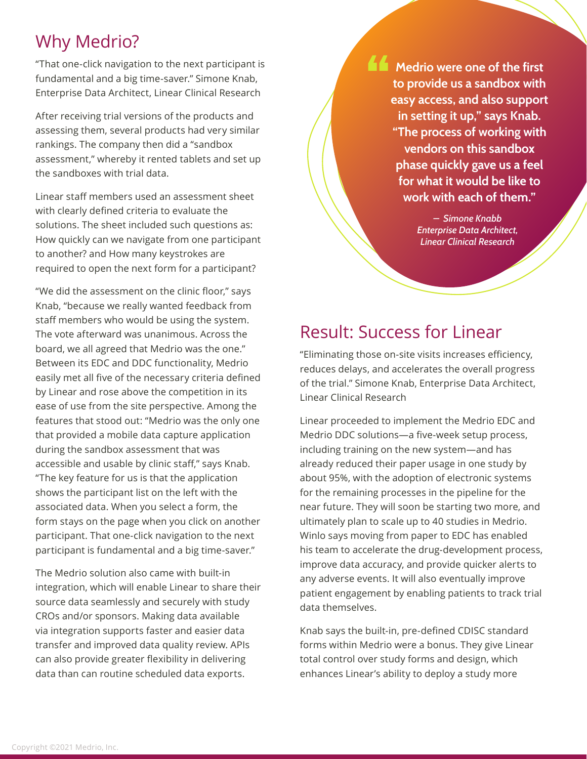## Why Medrio?

"That one-click navigation to the next participant is fundamental and a big time-saver." Simone Knab, Enterprise Data Architect, Linear Clinical Research

After receiving trial versions of the products and assessing them, several products had very similar rankings. The company then did a "sandbox assessment," whereby it rented tablets and set up the sandboxes with trial data.

Linear staff members used an assessment sheet with clearly defined criteria to evaluate the solutions. The sheet included such questions as: How quickly can we navigate from one participant to another? and How many keystrokes are required to open the next form for a participant?

"We did the assessment on the clinic floor," says Knab, "because we really wanted feedback from staff members who would be using the system. The vote afterward was unanimous. Across the board, we all agreed that Medrio was the one." Between its EDC and DDC functionality, Medrio easily met all five of the necessary criteria defined by Linear and rose above the competition in its ease of use from the site perspective. Among the features that stood out: "Medrio was the only one that provided a mobile data capture application during the sandbox assessment that was accessible and usable by clinic staff," says Knab. "The key feature for us is that the application shows the participant list on the left with the associated data. When you select a form, the form stays on the page when you click on another participant. That one-click navigation to the next participant is fundamental and a big time-saver."

The Medrio solution also came with built-in integration, which will enable Linear to share their source data seamlessly and securely with study CROs and/or sponsors. Making data available via integration supports faster and easier data transfer and improved data quality review. APIs can also provide greater flexibility in delivering data than can routine scheduled data exports.

> **Medrio were one of the first to provide us a sandbox with easy access, and also support in setting it up," says Knab. "The process of working with vendors on this sandbox phase quickly gave us a feel for what it would be like to work with each of them."**
>
> *— Simone Knabb*
> *Enterprise Data Architect,*
> *Linear Clinical Research*

## Result: Success for Linear

"Eliminating those on-site visits increases efficiency, reduces delays, and accelerates the overall progress of the trial." Simone Knab, Enterprise Data Architect, Linear Clinical Research

Linear proceeded to implement the Medrio EDC and Medrio DDC solutions—a five-week setup process, including training on the new system—and has already reduced their paper usage in one study by about 95%, with the adoption of electronic systems for the remaining processes in the pipeline for the near future. They will soon be starting two more, and ultimately plan to scale up to 40 studies in Medrio. Winlo says moving from paper to EDC has enabled his team to accelerate the drug-development process, improve data accuracy, and provide quicker alerts to any adverse events. It will also eventually improve patient engagement by enabling patients to track trial data themselves.

Knab says the built-in, pre-defined CDISC standard forms within Medrio were a bonus. They give Linear total control over study forms and design, which enhances Linear's ability to deploy a study more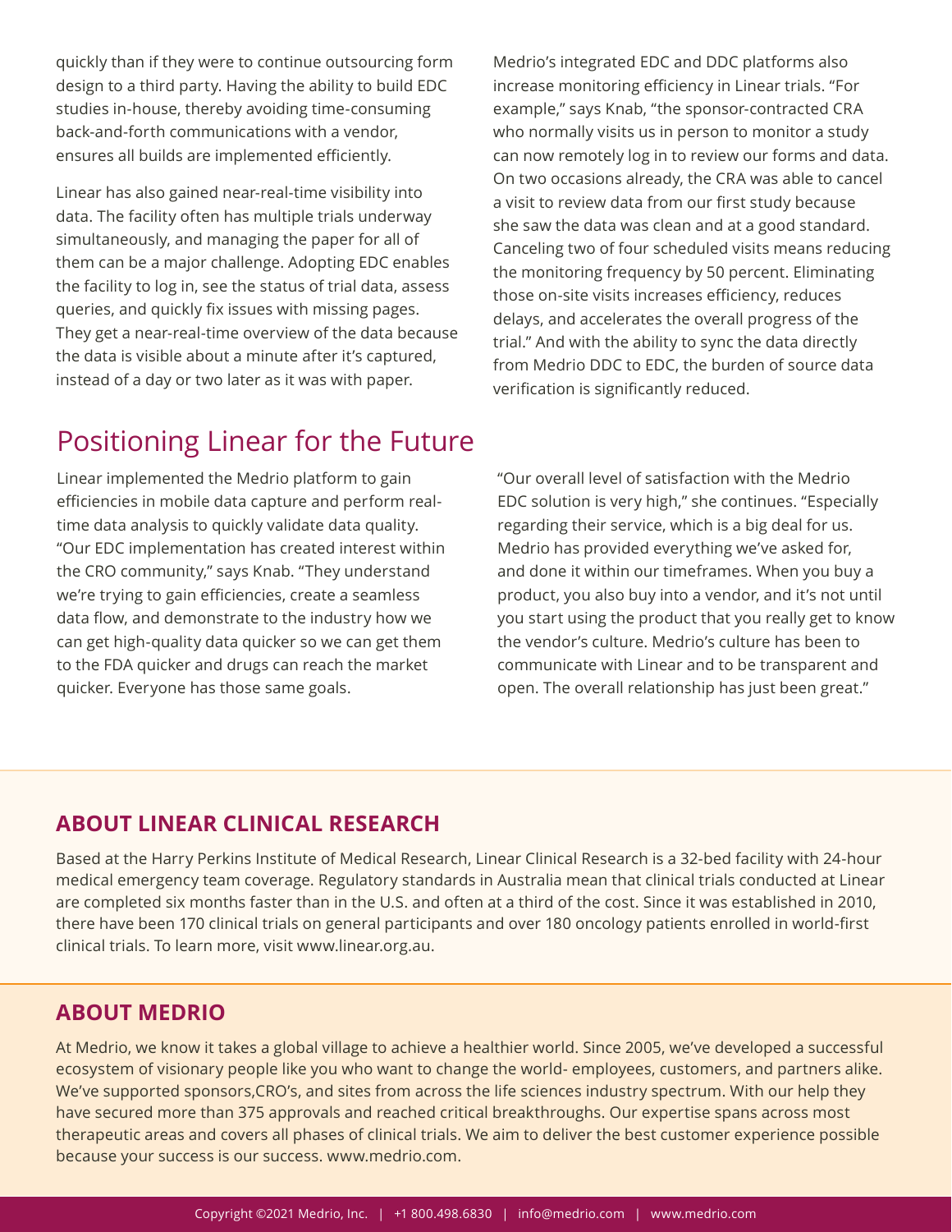quickly than if they were to continue outsourcing form design to a third party. Having the ability to build EDC studies in-house, thereby avoiding time-consuming back-and-forth communications with a vendor, ensures all builds are implemented efficiently.

Linear has also gained near-real-time visibility into data. The facility often has multiple trials underway simultaneously, and managing the paper for all of them can be a major challenge. Adopting EDC enables the facility to log in, see the status of trial data, assess queries, and quickly fix issues with missing pages. They get a near-real-time overview of the data because the data is visible about a minute after it's captured, instead of a day or two later as it was with paper.

Medrio's integrated EDC and DDC platforms also increase monitoring efficiency in Linear trials. "For example," says Knab, "the sponsor-contracted CRA who normally visits us in person to monitor a study can now remotely log in to review our forms and data. On two occasions already, the CRA was able to cancel a visit to review data from our first study because she saw the data was clean and at a good standard. Canceling two of four scheduled visits means reducing the monitoring frequency by 50 percent. Eliminating those on-site visits increases efficiency, reduces delays, and accelerates the overall progress of the trial." And with the ability to sync the data directly from Medrio DDC to EDC, the burden of source data verification is significantly reduced.

## Positioning Linear for the Future

Linear implemented the Medrio platform to gain efficiencies in mobile data capture and perform real-time data analysis to quickly validate data quality. "Our EDC implementation has created interest within the CRO community," says Knab. "They understand we're trying to gain efficiencies, create a seamless data flow, and demonstrate to the industry how we can get high-quality data quicker so we can get them to the FDA quicker and drugs can reach the market quicker. Everyone has those same goals.

"Our overall level of satisfaction with the Medrio EDC solution is very high," she continues. "Especially regarding their service, which is a big deal for us. Medrio has provided everything we've asked for, and done it within our timeframes. When you buy a product, you also buy into a vendor, and it's not until you start using the product that you really get to know the vendor's culture. Medrio's culture has been to communicate with Linear and to be transparent and open. The overall relationship has just been great."

### ABOUT LINEAR CLINICAL RESEARCH

Based at the Harry Perkins Institute of Medical Research, Linear Clinical Research is a 32-bed facility with 24-hour medical emergency team coverage. Regulatory standards in Australia mean that clinical trials conducted at Linear are completed six months faster than in the U.S. and often at a third of the cost. Since it was established in 2010, there have been 170 clinical trials on general participants and over 180 oncology patients enrolled in world-first clinical trials. To learn more, visit www.linear.org.au.

### ABOUT MEDRIO

At Medrio, we know it takes a global village to achieve a healthier world. Since 2005, we've developed a successful ecosystem of visionary people like you who want to change the world- employees, customers, and partners alike. We've supported sponsors,CRO's, and sites from across the life sciences industry spectrum. With our help they have secured more than 375 approvals and reached critical breakthroughs. Our expertise spans across most therapeutic areas and covers all phases of clinical trials. We aim to deliver the best customer experience possible because your success is our success. www.medrio.com.

Copyright ©2021 Medrio, Inc. | +1 800.498.6830 | info@medrio.com | www.medrio.com